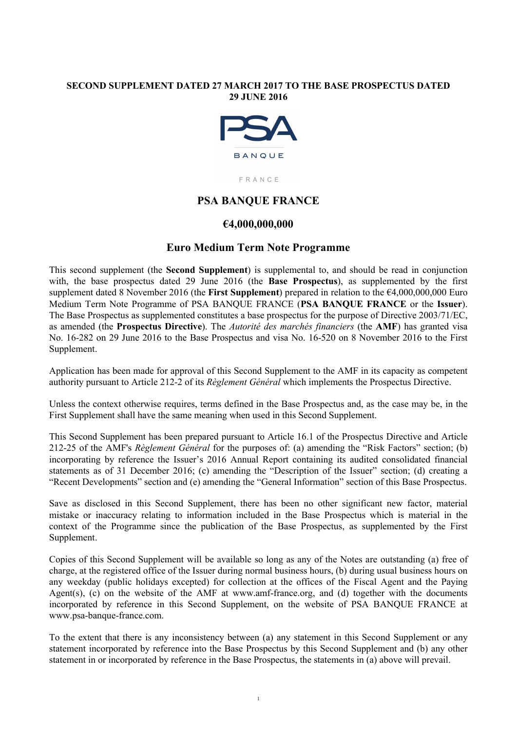**SECOND SUPPLEMENT DATED 27 MARCH 2017 TO THE BASE PROSPECTUS DATED 29 JUNE 2016**

PSA

BANQUE

FRANCE

## PSA BANQUE FRANCE

## €4,000,000,000

## Euro Medium Term Note Programme

This second supplement (the **Second Supplement**) is supplemental to, and should be read in conjunction with, the base prospectus dated 29 June 2016 (the **Base Prospectus**), as supplemented by the first supplement dated 8 November 2016 (the **First Supplement**) prepared in relation to the €4,000,000,000 Euro Medium Term Note Programme of PSA BANQUE FRANCE (**PSA BANQUE FRANCE** or the **Issuer**). The Base Prospectus as supplemented constitutes a base prospectus for the purpose of Directive 2003/71/EC, as amended (the **Prospectus Directive**). The *Autorité des marchés financiers* (the **AMF**) has granted visa No. 16-282 on 29 June 2016 to the Base Prospectus and visa No. 16-520 on 8 November 2016 to the First Supplement.

Application has been made for approval of this Second Supplement to the AMF in its capacity as competent authority pursuant to Article 212-2 of its *Règlement Général* which implements the Prospectus Directive.

Unless the context otherwise requires, terms defined in the Base Prospectus and, as the case may be, in the First Supplement shall have the same meaning when used in this Second Supplement.

This Second Supplement has been prepared pursuant to Article 16.1 of the Prospectus Directive and Article 212-25 of the AMF's *Règlement Général* for the purposes of: (a) amending the "Risk Factors" section; (b) incorporating by reference the Issuer's 2016 Annual Report containing its audited consolidated financial statements as of 31 December 2016; (c) amending the "Description of the Issuer" section; (d) creating a "Recent Developments" section and (e) amending the "General Information" section of this Base Prospectus.

Save as disclosed in this Second Supplement, there has been no other significant new factor, material mistake or inaccuracy relating to information included in the Base Prospectus which is material in the context of the Programme since the publication of the Base Prospectus, as supplemented by the First Supplement.

Copies of this Second Supplement will be available so long as any of the Notes are outstanding (a) free of charge, at the registered office of the Issuer during normal business hours, (b) during usual business hours on any weekday (public holidays excepted) for collection at the offices of the Fiscal Agent and the Paying Agent(s), (c) on the website of the AMF at www.amf-france.org, and (d) together with the documents incorporated by reference in this Second Supplement, on the website of PSA BANQUE FRANCE at www.psa-banque-france.com.

To the extent that there is any inconsistency between (a) any statement in this Second Supplement or any statement incorporated by reference into the Base Prospectus by this Second Supplement and (b) any other statement in or incorporated by reference in the Base Prospectus, the statements in (a) above will prevail.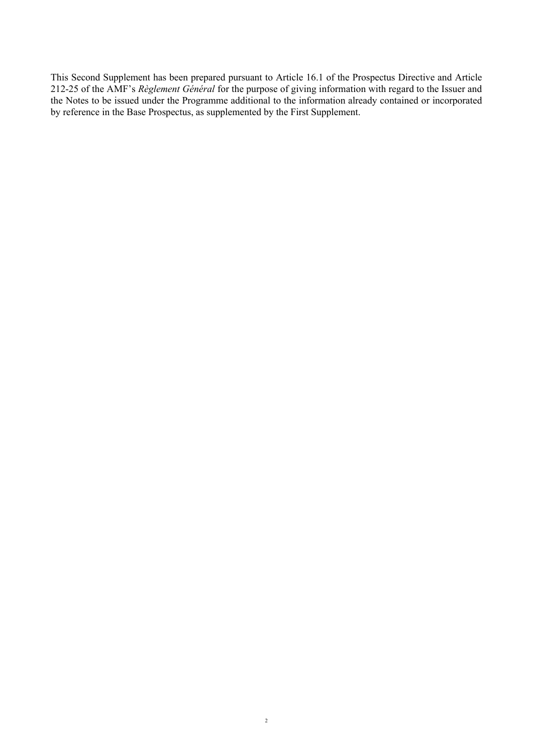This Second Supplement has been prepared pursuant to Article 16.1 of the Prospectus Directive and Article 212-25 of the AMF's *Règlement Général* for the purpose of giving information with regard to the Issuer and the Notes to be issued under the Programme additional to the information already contained or incorporated by reference in the Base Prospectus, as supplemented by the First Supplement.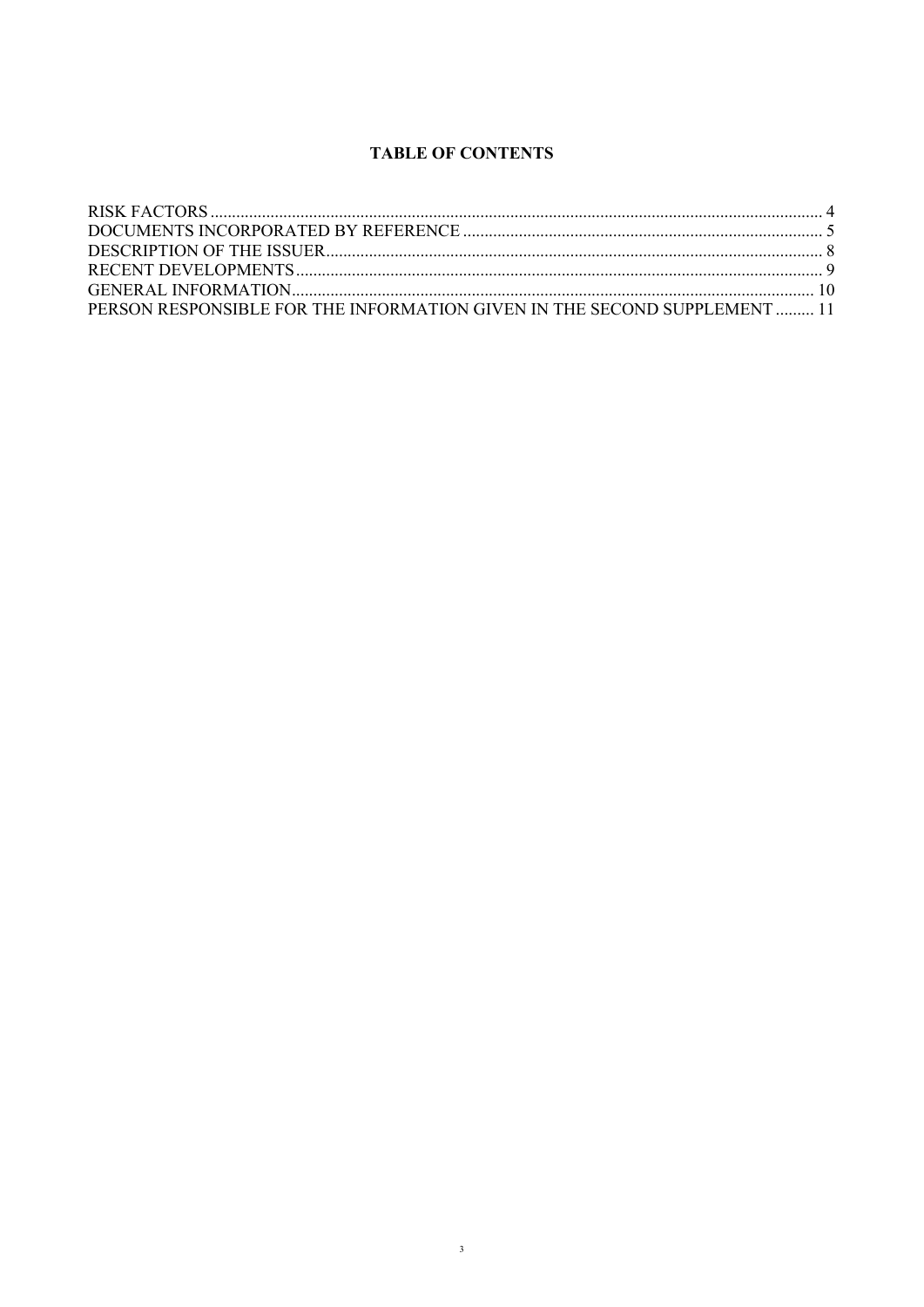# TABLE OF CONTENTS

| | |
|---|---|
| RISK FACTORS | 4 |
| DOCUMENTS INCORPORATED BY REFERENCE | 5 |
| DESCRIPTION OF THE ISSUER | 8 |
| RECENT DEVELOPMENTS | 9 |
| GENERAL INFORMATION | 10 |
| PERSON RESPONSIBLE FOR THE INFORMATION GIVEN IN THE SECOND SUPPLEMENT | 11 |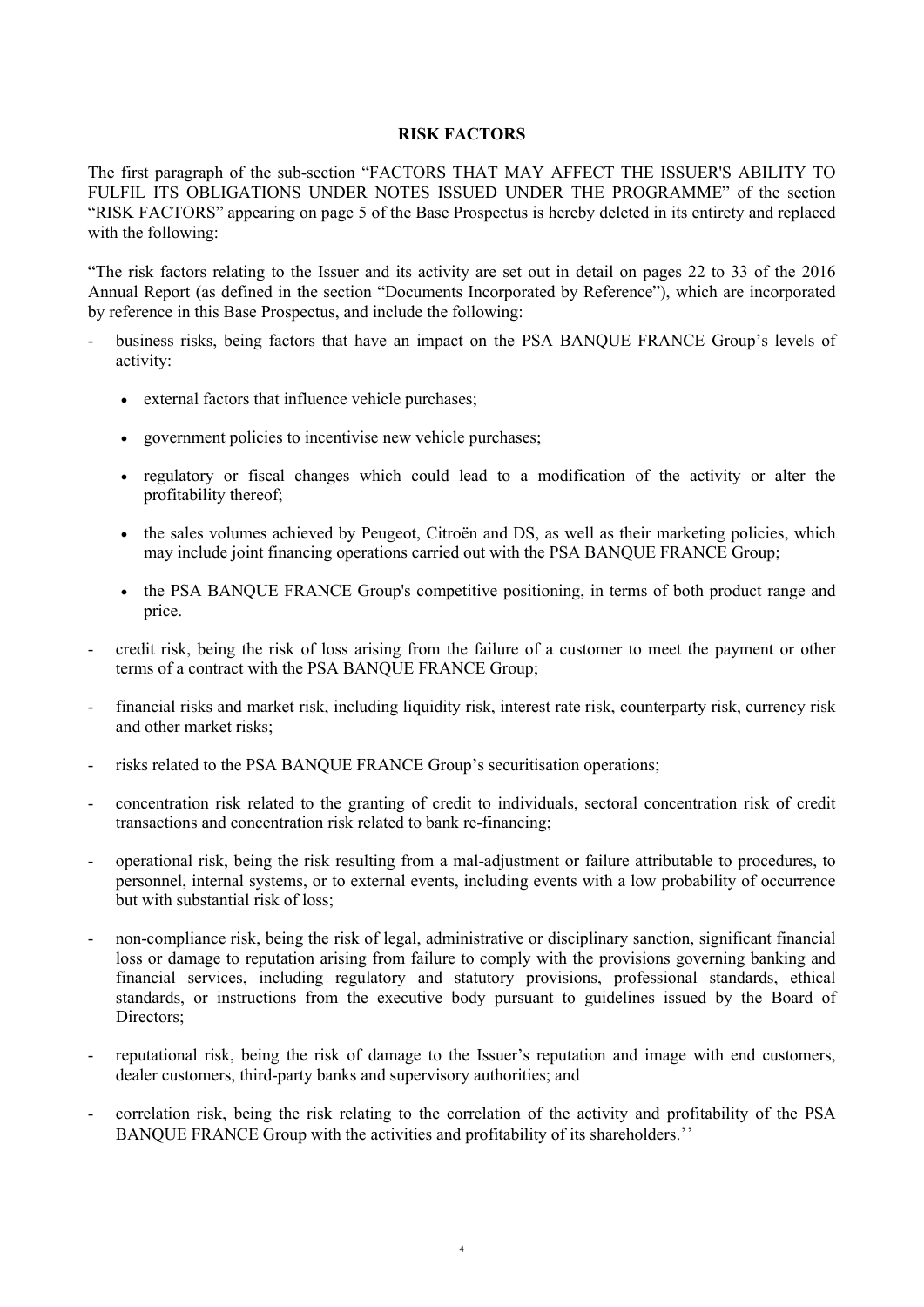## RISK FACTORS

The first paragraph of the sub-section "FACTORS THAT MAY AFFECT THE ISSUER'S ABILITY TO FULFIL ITS OBLIGATIONS UNDER NOTES ISSUED UNDER THE PROGRAMME" of the section "RISK FACTORS" appearing on page 5 of the Base Prospectus is hereby deleted in its entirety and replaced with the following:

"The risk factors relating to the Issuer and its activity are set out in detail on pages 22 to 33 of the 2016 Annual Report (as defined in the section "Documents Incorporated by Reference"), which are incorporated by reference in this Base Prospectus, and include the following:

- business risks, being factors that have an impact on the PSA BANQUE FRANCE Group's levels of activity:
    - external factors that influence vehicle purchases;
    - government policies to incentivise new vehicle purchases;
    - regulatory or fiscal changes which could lead to a modification of the activity or alter the profitability thereof;
    - the sales volumes achieved by Peugeot, Citroën and DS, as well as their marketing policies, which may include joint financing operations carried out with the PSA BANQUE FRANCE Group;
    - the PSA BANQUE FRANCE Group's competitive positioning, in terms of both product range and price.
- credit risk, being the risk of loss arising from the failure of a customer to meet the payment or other terms of a contract with the PSA BANQUE FRANCE Group;
- financial risks and market risk, including liquidity risk, interest rate risk, counterparty risk, currency risk and other market risks;
- risks related to the PSA BANQUE FRANCE Group's securitisation operations;
- concentration risk related to the granting of credit to individuals, sectoral concentration risk of credit transactions and concentration risk related to bank re-financing;
- operational risk, being the risk resulting from a mal-adjustment or failure attributable to procedures, to personnel, internal systems, or to external events, including events with a low probability of occurrence but with substantial risk of loss;
- non-compliance risk, being the risk of legal, administrative or disciplinary sanction, significant financial loss or damage to reputation arising from failure to comply with the provisions governing banking and financial services, including regulatory and statutory provisions, professional standards, ethical standards, or instructions from the executive body pursuant to guidelines issued by the Board of Directors;
- reputational risk, being the risk of damage to the Issuer's reputation and image with end customers, dealer customers, third-party banks and supervisory authorities; and
- correlation risk, being the risk relating to the correlation of the activity and profitability of the PSA BANQUE FRANCE Group with the activities and profitability of its shareholders.''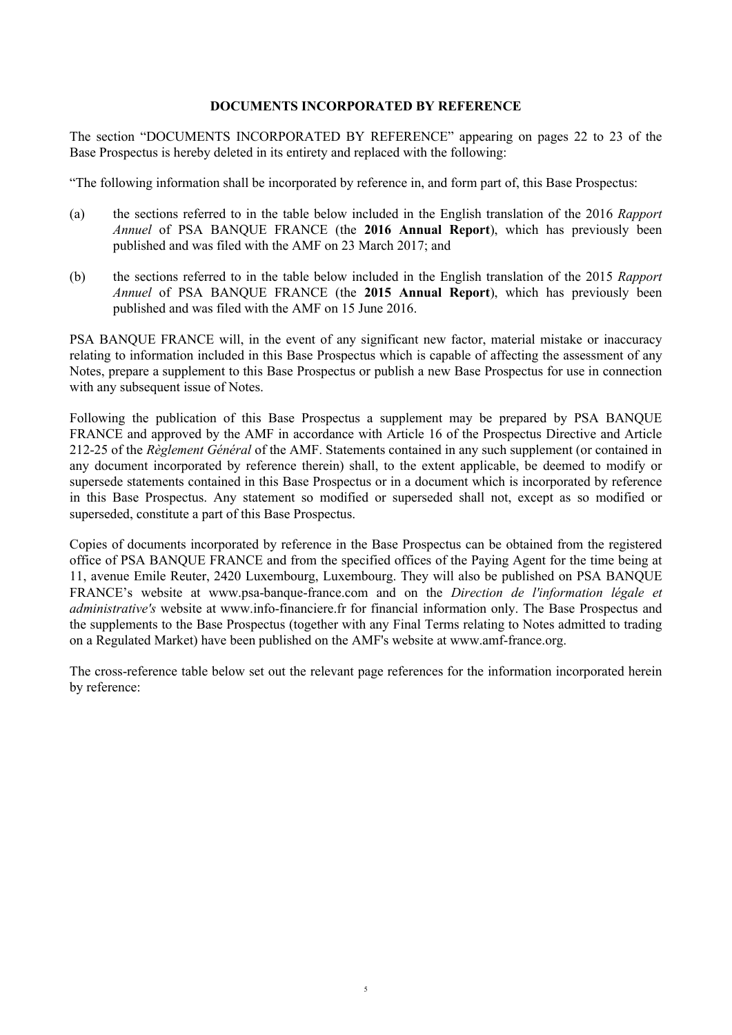## DOCUMENTS INCORPORATED BY REFERENCE

The section "DOCUMENTS INCORPORATED BY REFERENCE" appearing on pages 22 to 23 of the Base Prospectus is hereby deleted in its entirety and replaced with the following:

"The following information shall be incorporated by reference in, and form part of, this Base Prospectus:

(a) the sections referred to in the table below included in the English translation of the 2016 *Rapport Annuel* of PSA BANQUE FRANCE (the **2016 Annual Report**), which has previously been published and was filed with the AMF on 23 March 2017; and

(b) the sections referred to in the table below included in the English translation of the 2015 *Rapport Annuel* of PSA BANQUE FRANCE (the **2015 Annual Report**), which has previously been published and was filed with the AMF on 15 June 2016.

PSA BANQUE FRANCE will, in the event of any significant new factor, material mistake or inaccuracy relating to information included in this Base Prospectus which is capable of affecting the assessment of any Notes, prepare a supplement to this Base Prospectus or publish a new Base Prospectus for use in connection with any subsequent issue of Notes.

Following the publication of this Base Prospectus a supplement may be prepared by PSA BANQUE FRANCE and approved by the AMF in accordance with Article 16 of the Prospectus Directive and Article 212-25 of the *Règlement Général* of the AMF. Statements contained in any such supplement (or contained in any document incorporated by reference therein) shall, to the extent applicable, be deemed to modify or supersede statements contained in this Base Prospectus or in a document which is incorporated by reference in this Base Prospectus. Any statement so modified or superseded shall not, except as so modified or superseded, constitute a part of this Base Prospectus.

Copies of documents incorporated by reference in the Base Prospectus can be obtained from the registered office of PSA BANQUE FRANCE and from the specified offices of the Paying Agent for the time being at 11, avenue Emile Reuter, 2420 Luxembourg, Luxembourg. They will also be published on PSA BANQUE FRANCE's website at www.psa-banque-france.com and on the *Direction de l'information légale et administrative's* website at www.info-financiere.fr for financial information only. The Base Prospectus and the supplements to the Base Prospectus (together with any Final Terms relating to Notes admitted to trading on a Regulated Market) have been published on the AMF's website at www.amf-france.org.

The cross-reference table below set out the relevant page references for the information incorporated herein by reference: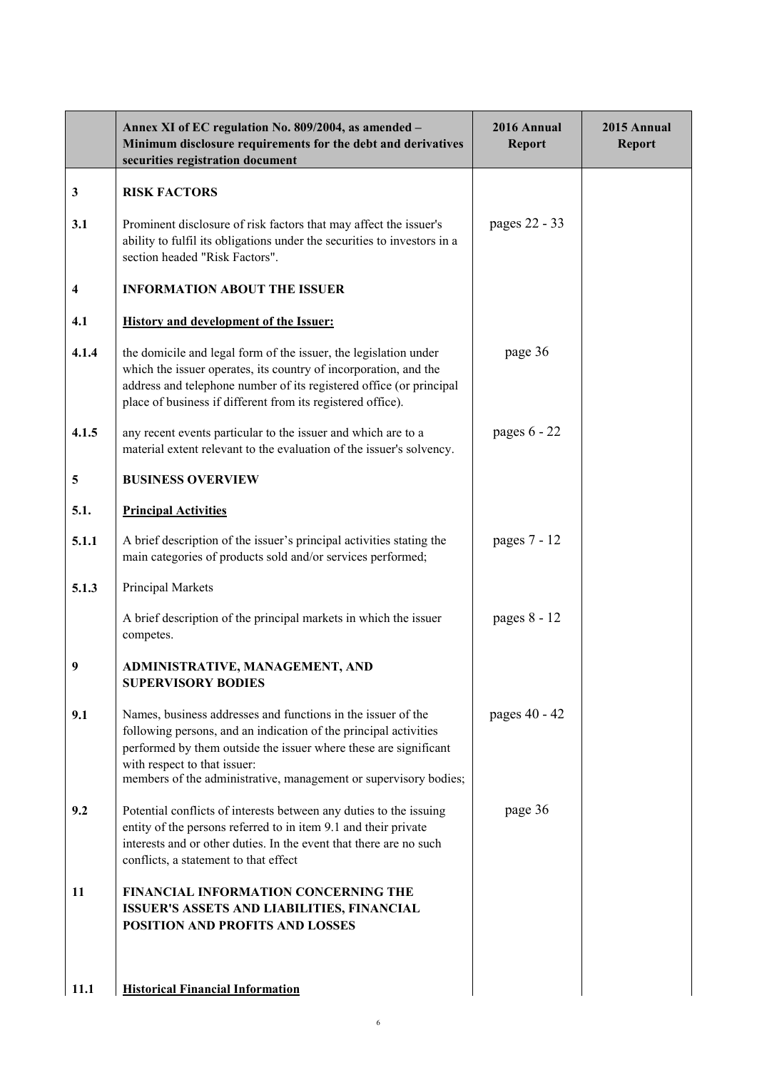| | Annex XI of EC regulation No. 809/2004, as amended – Minimum disclosure requirements for the debt and derivatives securities registration document | 2016 Annual Report | 2015 Annual Report |
|---|---|---|---|
| **3** | **RISK FACTORS** | | |
| **3.1** | Prominent disclosure of risk factors that may affect the issuer's ability to fulfil its obligations under the securities to investors in a section headed "Risk Factors". | pages 22 - 33 | |
| **4** | **INFORMATION ABOUT THE ISSUER** | | |
| **4.1** | **History and development of the Issuer:** | | |
| **4.1.4** | the domicile and legal form of the issuer, the legislation under which the issuer operates, its country of incorporation, and the address and telephone number of its registered office (or principal place of business if different from its registered office). | page 36 | |
| **4.1.5** | any recent events particular to the issuer and which are to a material extent relevant to the evaluation of the issuer's solvency. | pages 6 - 22 | |
| **5** | **BUSINESS OVERVIEW** | | |
| **5.1.** | **Principal Activities** | | |
| **5.1.1** | A brief description of the issuer's principal activities stating the main categories of products sold and/or services performed; | pages 7 - 12 | |
| **5.1.3** | Principal Markets | | |
| | A brief description of the principal markets in which the issuer competes. | pages 8 - 12 | |
| **9** | **ADMINISTRATIVE, MANAGEMENT, AND SUPERVISORY BODIES** | | |
| **9.1** | Names, business addresses and functions in the issuer of the following persons, and an indication of the principal activities performed by them outside the issuer where these are significant with respect to that issuer: members of the administrative, management or supervisory bodies; | pages 40 - 42 | |
| **9.2** | Potential conflicts of interests between any duties to the issuing entity of the persons referred to in item 9.1 and their private interests and or other duties. In the event that there are no such conflicts, a statement to that effect | page 36 | |
| **11** | **FINANCIAL INFORMATION CONCERNING THE ISSUER'S ASSETS AND LIABILITIES, FINANCIAL POSITION AND PROFITS AND LOSSES** | | |
| **11.1** | **Historical Financial Information** | | |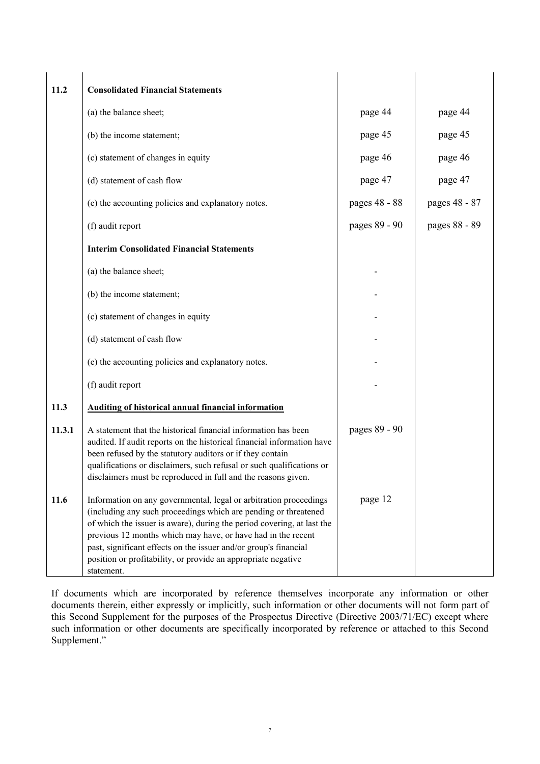| | | | |
|---|---|---|---|
| **11.2** | **Consolidated Financial Statements** | | |
| | (a) the balance sheet; | page 44 | page 44 |
| | (b) the income statement; | page 45 | page 45 |
| | (c) statement of changes in equity | page 46 | page 46 |
| | (d) statement of cash flow | page 47 | page 47 |
| | (e) the accounting policies and explanatory notes. | pages 48 - 88 | pages 48 - 87 |
| | (f) audit report | pages 89 - 90 | pages 88 - 89 |
| | **Interim Consolidated Financial Statements** | | |
| | (a) the balance sheet; | - | |
| | (b) the income statement; | - | |
| | (c) statement of changes in equity | - | |
| | (d) statement of cash flow | - | |
| | (e) the accounting policies and explanatory notes. | - | |
| | (f) audit report | - | |
| **11.3** | **Auditing of historical annual financial information** | | |
| **11.3.1** | A statement that the historical financial information has been audited. If audit reports on the historical financial information have been refused by the statutory auditors or if they contain qualifications or disclaimers, such refusal or such qualifications or disclaimers must be reproduced in full and the reasons given. | pages 89 - 90 | |
| **11.6** | Information on any governmental, legal or arbitration proceedings (including any such proceedings which are pending or threatened of which the issuer is aware), during the period covering, at last the previous 12 months which may have, or have had in the recent past, significant effects on the issuer and/or group's financial position or profitability, or provide an appropriate negative statement. | page 12 | |

If documents which are incorporated by reference themselves incorporate any information or other documents therein, either expressly or implicitly, such information or other documents will not form part of this Second Supplement for the purposes of the Prospectus Directive (Directive 2003/71/EC) except where such information or other documents are specifically incorporated by reference or attached to this Second Supplement."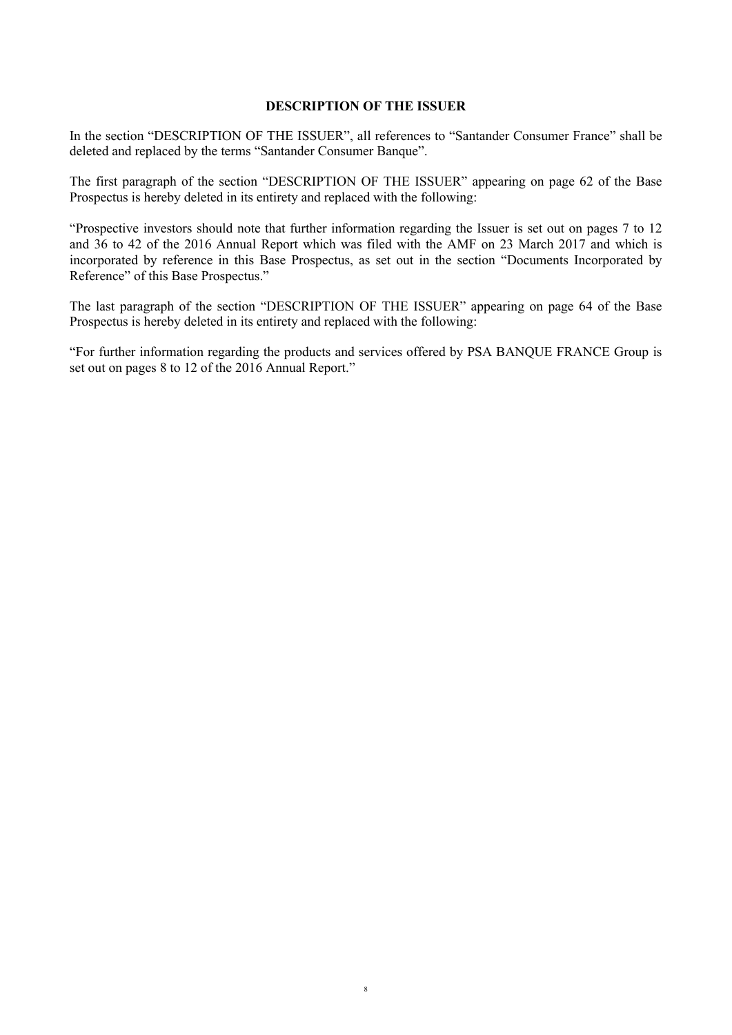## DESCRIPTION OF THE ISSUER

In the section "DESCRIPTION OF THE ISSUER", all references to "Santander Consumer France" shall be deleted and replaced by the terms "Santander Consumer Banque".

The first paragraph of the section "DESCRIPTION OF THE ISSUER" appearing on page 62 of the Base Prospectus is hereby deleted in its entirety and replaced with the following:

"Prospective investors should note that further information regarding the Issuer is set out on pages 7 to 12 and 36 to 42 of the 2016 Annual Report which was filed with the AMF on 23 March 2017 and which is incorporated by reference in this Base Prospectus, as set out in the section "Documents Incorporated by Reference" of this Base Prospectus."

The last paragraph of the section "DESCRIPTION OF THE ISSUER" appearing on page 64 of the Base Prospectus is hereby deleted in its entirety and replaced with the following:

"For further information regarding the products and services offered by PSA BANQUE FRANCE Group is set out on pages 8 to 12 of the 2016 Annual Report."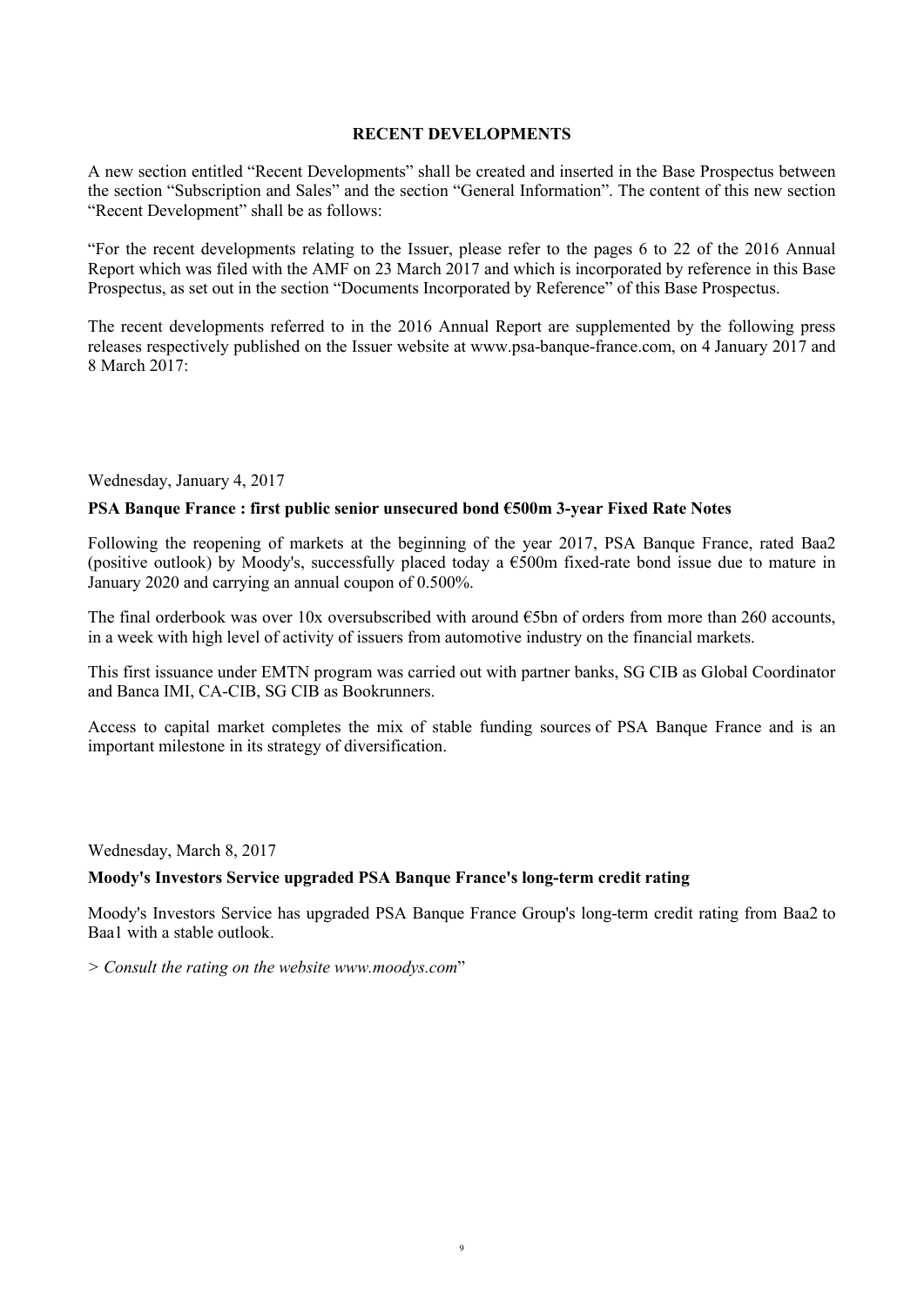## RECENT DEVELOPMENTS

A new section entitled "Recent Developments" shall be created and inserted in the Base Prospectus between the section "Subscription and Sales" and the section "General Information". The content of this new section "Recent Development" shall be as follows:

"For the recent developments relating to the Issuer, please refer to the pages 6 to 22 of the 2016 Annual Report which was filed with the AMF on 23 March 2017 and which is incorporated by reference in this Base Prospectus, as set out in the section "Documents Incorporated by Reference" of this Base Prospectus.

The recent developments referred to in the 2016 Annual Report are supplemented by the following press releases respectively published on the Issuer website at www.psa-banque-france.com, on 4 January 2017 and 8 March 2017:

Wednesday, January 4, 2017

**PSA Banque France : first public senior unsecured bond €500m 3-year Fixed Rate Notes**

Following the reopening of markets at the beginning of the year 2017, PSA Banque France, rated Baa2 (positive outlook) by Moody's, successfully placed today a €500m fixed-rate bond issue due to mature in January 2020 and carrying an annual coupon of 0.500%.

The final orderbook was over 10x oversubscribed with around €5bn of orders from more than 260 accounts, in a week with high level of activity of issuers from automotive industry on the financial markets.

This first issuance under EMTN program was carried out with partner banks, SG CIB as Global Coordinator and Banca IMI, CA-CIB, SG CIB as Bookrunners.

Access to capital market completes the mix of stable funding sources of PSA Banque France and is an important milestone in its strategy of diversification.

Wednesday, March 8, 2017

**Moody's Investors Service upgraded PSA Banque France's long-term credit rating**

Moody's Investors Service has upgraded PSA Banque France Group's long-term credit rating from Baa2 to Baa1 with a stable outlook.

> *Consult the rating on the website www.moodys.com*"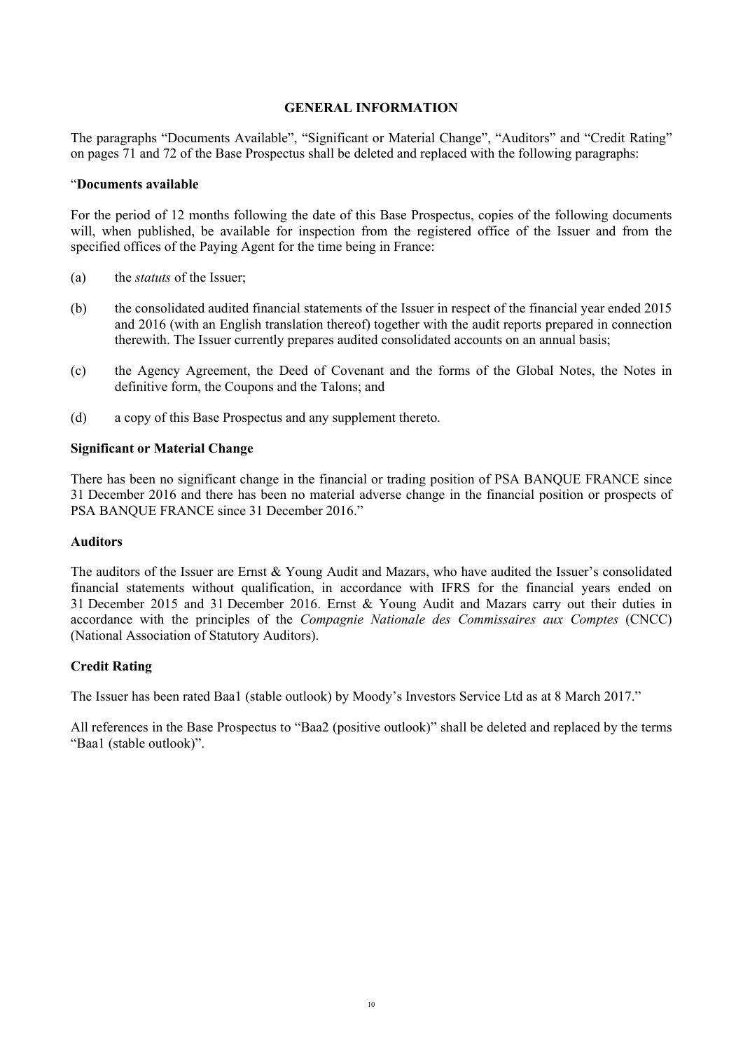## GENERAL INFORMATION

The paragraphs "Documents Available", "Significant or Material Change", "Auditors" and "Credit Rating" on pages 71 and 72 of the Base Prospectus shall be deleted and replaced with the following paragraphs:

"**Documents available**

For the period of 12 months following the date of this Base Prospectus, copies of the following documents will, when published, be available for inspection from the registered office of the Issuer and from the specified offices of the Paying Agent for the time being in France:

(a) the *statuts* of the Issuer;

(b) the consolidated audited financial statements of the Issuer in respect of the financial year ended 2015 and 2016 (with an English translation thereof) together with the audit reports prepared in connection therewith. The Issuer currently prepares audited consolidated accounts on an annual basis;

(c) the Agency Agreement, the Deed of Covenant and the forms of the Global Notes, the Notes in definitive form, the Coupons and the Talons; and

(d) a copy of this Base Prospectus and any supplement thereto.

**Significant or Material Change**

There has been no significant change in the financial or trading position of PSA BANQUE FRANCE since 31 December 2016 and there has been no material adverse change in the financial position or prospects of PSA BANQUE FRANCE since 31 December 2016."

**Auditors**

The auditors of the Issuer are Ernst & Young Audit and Mazars, who have audited the Issuer's consolidated financial statements without qualification, in accordance with IFRS for the financial years ended on 31 December 2015 and 31 December 2016. Ernst & Young Audit and Mazars carry out their duties in accordance with the principles of the *Compagnie Nationale des Commissaires aux Comptes* (CNCC) (National Association of Statutory Auditors).

**Credit Rating**

The Issuer has been rated Baa1 (stable outlook) by Moody's Investors Service Ltd as at 8 March 2017."

All references in the Base Prospectus to "Baa2 (positive outlook)" shall be deleted and replaced by the terms "Baa1 (stable outlook)".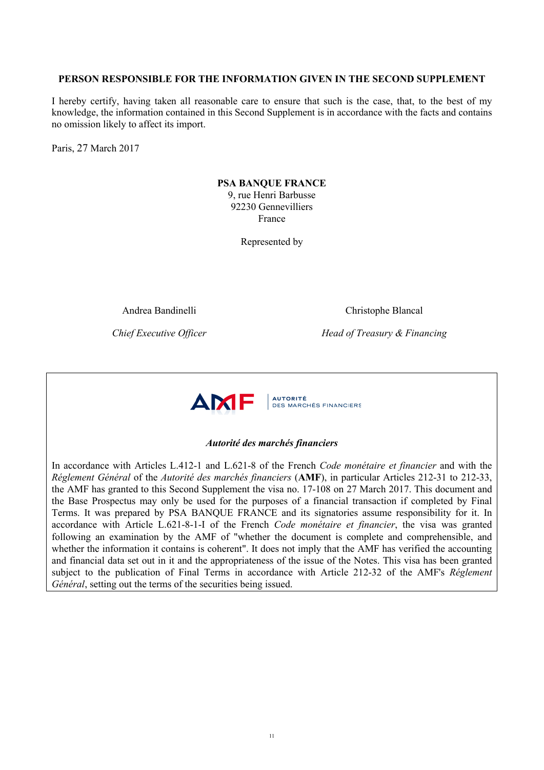## PERSON RESPONSIBLE FOR THE INFORMATION GIVEN IN THE SECOND SUPPLEMENT

I hereby certify, having taken all reasonable care to ensure that such is the case, that, to the best of my knowledge, the information contained in this Second Supplement is in accordance with the facts and contains no omission likely to affect its import.

Paris, 27 March 2017

**PSA BANQUE FRANCE**
9, rue Henri Barbusse
92230 Gennevilliers
France

Represented by

Andrea Bandinelli

*Chief Executive Officer*

Christophe Blancal

*Head of Treasury & Financing*

AMF AUTORITÉ DES MARCHÉS FINANCIERS

***Autorité des marchés financiers***

In accordance with Articles L.412-1 and L.621-8 of the French *Code monétaire et financier* and with the *Réglement Général* of the *Autorité des marchés financiers* (**AMF**), in particular Articles 212-31 to 212-33, the AMF has granted to this Second Supplement the visa no. 17-108 on 27 March 2017. This document and the Base Prospectus may only be used for the purposes of a financial transaction if completed by Final Terms. It was prepared by PSA BANQUE FRANCE and its signatories assume responsibility for it. In accordance with Article L.621-8-1-I of the French *Code monétaire et financier*, the visa was granted following an examination by the AMF of "whether the document is complete and comprehensible, and whether the information it contains is coherent". It does not imply that the AMF has verified the accounting and financial data set out in it and the appropriateness of the issue of the Notes. This visa has been granted subject to the publication of Final Terms in accordance with Article 212-32 of the AMF's *Réglement Général*, setting out the terms of the securities being issued.